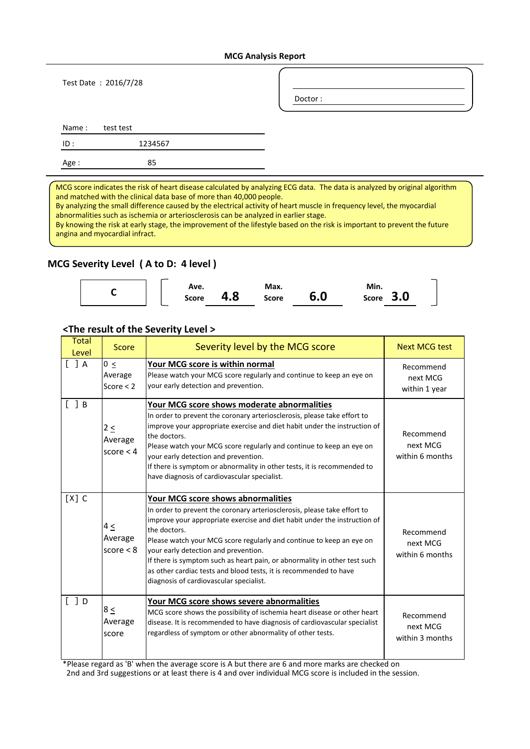# MCG Analysis Report

Test Date : 2016/7/28

Doctor :

Name : test test

ID : 1234567

Age : 85

MCG score indicates the risk of heart disease calculated by analyzing ECG data. The data is analyzed by original algorithm and matched with the clinical data base of more than 40,000 people.
By analyzing the small difference caused by the electrical activity of heart muscle in frequency level, the myocardial abnormalities such as ischemia or arteriosclerosis can be analyzed in earlier stage.
By knowing the risk at early stage, the improvement of the lifestyle based on the risk is important to prevent the future angina and myocardial infract.

## MCG Severity Level ( A to D: 4 level )

| Level | Ave. Score | Max. Score | Min. Score |
|---|---|---|---|
| C | 4.8 | 6.0 | 3.0 |

### <The result of the Severity Level >

| Total Level | Score | Severity level by the MCG score | Next MCG test |
|---|---|---|---|
| [ ] A | 0 ≤ Average Score < 2 | **Your MCG score is within normal**<br>Please watch your MCG score regularly and continue to keep an eye on your early detection and prevention. | Recommend next MCG within 1 year |
| [ ] B | 2 ≤ Average score < 4 | **Your MCG score shows moderate abnormalities**<br>In order to prevent the coronary arteriosclerosis, please take effort to improve your appropriate exercise and diet habit under the instruction of the doctors.<br>Please watch your MCG score regularly and continue to keep an eye on your early detection and prevention.<br>If there is symptom or abnormality in other tests, it is recommended to have diagnosis of cardiovascular specialist. | Recommend next MCG within 6 months |
| [X] C | 4 ≤ Average score < 8 | **Your MCG score shows abnormalities**<br>In order to prevent the coronary arteriosclerosis, please take effort to improve your appropriate exercise and diet habit under the instruction of the doctors.<br>Please watch your MCG score regularly and continue to keep an eye on your early detection and prevention.<br>If there is symptom such as heart pain, or abnormality in other test such as other cardiac tests and blood tests, it is recommended to have diagnosis of cardiovascular specialist. | Recommend next MCG within 6 months |
| [ ] D | 8 ≤ Average score | **Your MCG score shows severe abnormalities**<br>MCG score shows the possibility of ischemia heart disease or other heart disease. It is recommended to have diagnosis of cardiovascular specialist regardless of symptom or other abnormality of other tests. | Recommend next MCG within 3 months |

*Please regard as 'B' when the average score is A but there are 6 and more marks are checked on 2nd and 3rd suggestions or at least there is 4 and over individual MCG score is included in the session.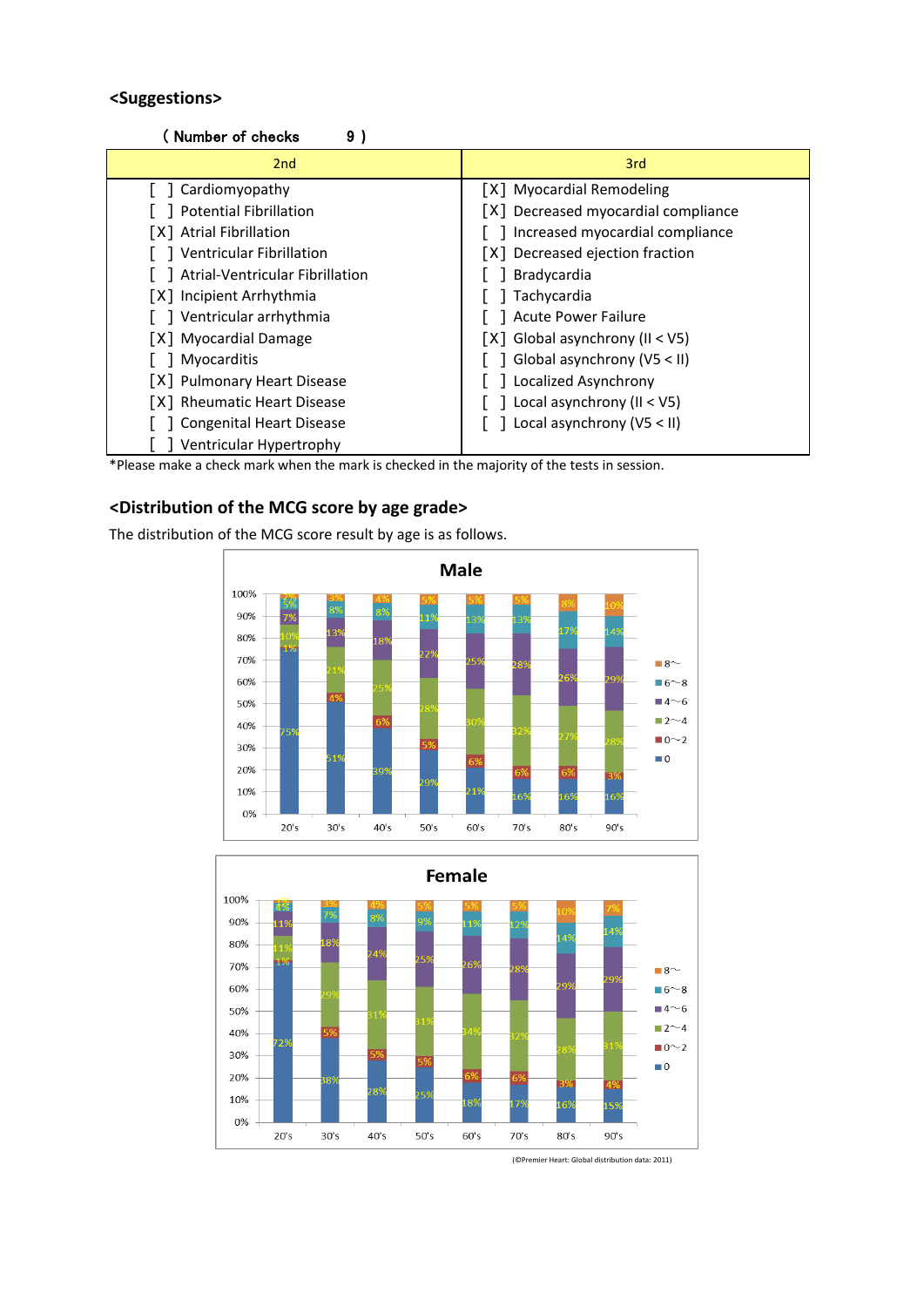## <Suggestions>

( Number of checks 9 )

| 2nd | 3rd |
|---|---|
| [ ] Cardiomyopathy | [X] Myocardial Remodeling |
| [ ] Potential Fibrillation | [X] Decreased myocardial compliance |
| [X] Atrial Fibrillation | [ ] Increased myocardial compliance |
| [ ] Ventricular Fibrillation | [X] Decreased ejection fraction |
| [ ] Atrial-Ventricular Fibrillation | [ ] Bradycardia |
| [X] Incipient Arrhythmia | [ ] Tachycardia |
| [ ] Ventricular arrhythmia | [ ] Acute Power Failure |
| [X] Myocardial Damage | [X] Global asynchrony (II < V5) |
| [ ] Myocarditis | [ ] Global asynchrony (V5 < II) |
| [X] Pulmonary Heart Disease | [ ] Localized Asynchrony |
| [X] Rheumatic Heart Disease | [ ] Local asynchrony (II < V5) |
| [ ] Congenital Heart Disease | [ ] Local asynchrony (V5 < II) |
| [ ] Ventricular Hypertrophy | |

*Please make a check mark when the mark is checked in the majority of the tests in session.

## <Distribution of the MCG score by age grade>

The distribution of the MCG score result by age is as follows.

Male

100% 90% 80% 70% 60% 50% 40% 30% 20% 10% 0%

20's: 75% 1% 10% 7% 5% 2%
30's: 51% 4% 21% 13% 8% 3%
40's: 39% 6% 25% 18% 8% 4%
50's: 29% 5% 28% 22% 11% 5%
60's: 21% 6% 30% 25% 13% 5%
70's: 16% 6% 32% 28% 13% 5%
80's: 16% 6% 27% 26% 17% 8%
90's: 16% 3% 28% 29% 14% 10%

8~ 6~8 4~6 2~4 0~2 0

Female

100% 90% 80% 70% 60% 50% 40% 30% 20% 10% 0%

20's: 72% 1% 11% 11% 4% 1%
30's: 38% 5% 29% 18% 7% 3%
40's: 28% 5% 31% 24% 8% 4%
50's: 25% 5% 31% 25% 9% 5%
60's: 18% 6% 34% 26% 11% 5%
70's: 17% 6% 32% 28% 12% 5%
80's: 16% 3% 28% 29% 14% 10%
90's: 15% 4% 31% 29% 14% 7%

8~ 6~8 4~6 2~4 0~2 0

(©Premier Heart: Global distribution data: 2011)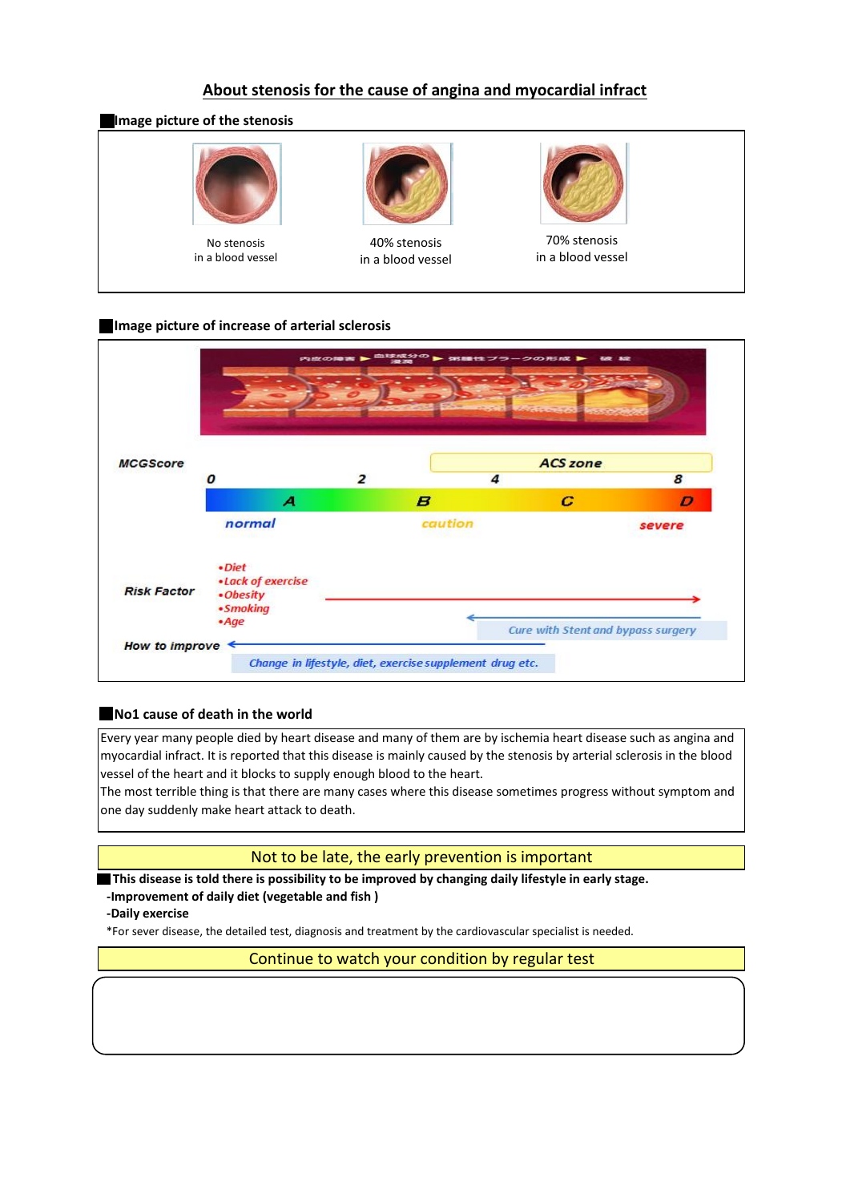# About stenosis for the cause of angina and myocardial infract

## Image picture of the stenosis

No stenosis
in a blood vessel

40% stenosis
in a blood vessel

70% stenosis
in a blood vessel

## Image picture of increase of arterial sclerosis

内皮の障害 ▶ 血球成分の浸潤 ▶ 粥腫性プラークの形成 ▶ 破綻

MCGScore

ACS zone

0 2 4 8

A B C D

normal caution severe

Risk Factor
- Diet
- Lack of exercise
- Obesity
- Smoking
- Age

Cure with Stent and bypass surgery

How to improve

Change in lifestyle, diet, exercise supplement drug etc.

## No1 cause of death in the world

Every year many people died by heart disease and many of them are by ischemia heart disease such as angina and myocardial infract. It is reported that this disease is mainly caused by the stenosis by arterial sclerosis in the blood vessel of the heart and it blocks to supply enough blood to the heart.
The most terrible thing is that there are many cases where this disease sometimes progress without symptom and one day suddenly make heart attack to death.

## Not to be late, the early prevention is important

**This disease is told there is possibility to be improved by changing daily lifestyle in early stage.**

**-Improvement of daily diet (vegetable and fish )**

**-Daily exercise**

*For sever disease, the detailed test, diagnosis and treatment by the cardiovascular specialist is needed.

## Continue to watch your condition by regular test